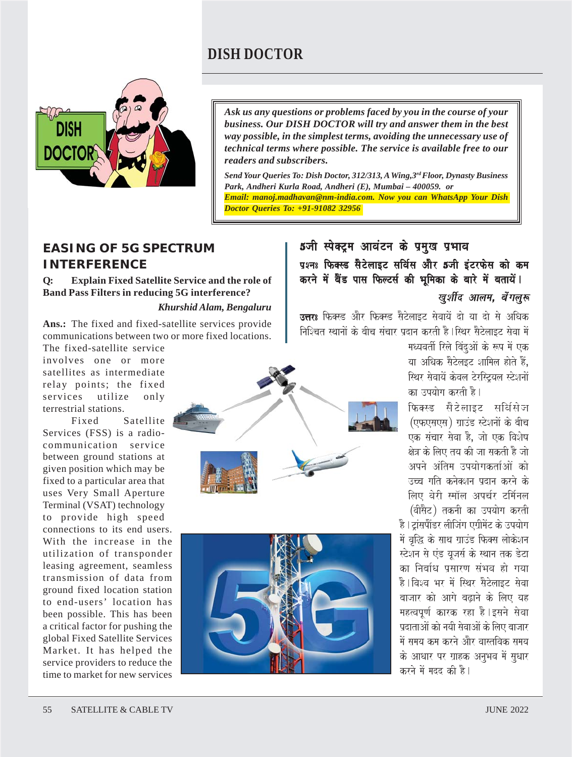# DISH DOCTOR

***Ask us any questions or problems faced by you in the course of your business. Our DISH DOCTOR will try and answer them in the best way possible, in the simplest terms, avoiding the unnecessary use of technical terms where possible. The service is available free to our readers and subscribers.***

***Send Your Queries To: Dish Doctor, 312/313, A Wing,3rd Floor, Dynasty Business Park, Andheri Kurla Road, Andheri (E), Mumbai – 400059. or***

***Email: manoj.madhavan@nm-india.com. Now you can WhatsApp Your Dish Doctor Queries To: +91-91082 32956***

## EASING OF 5G SPECTRUM INTERFERENCE

**Q: Explain Fixed Satellite Service and the role of Band Pass Filters in reducing 5G interference?**

***Khurshid Alam, Bengaluru***

**Ans.:** The fixed and fixed-satellite services provide communications between two or more fixed locations. The fixed-satellite service involves one or more satellites as intermediate relay points; the fixed services utilize only terrestrial stations.

Fixed Satellite Services (FSS) is a radio-communication service between ground stations at given position which may be fixed to a particular area that uses Very Small Aperture Terminal (VSAT) technology to provide high speed connections to its end users. With the increase in the utilization of transponder leasing agreement, seamless transmission of data from ground fixed location station to end-users' location has been possible. This has been a critical factor for pushing the global Fixed Satellite Services Market. It has helped the service providers to reduce the time to market for new services

## 5जी स्पेक्ट्रम आवंटन के प्रमुख प्रभाव

**प्रश्नः फिक्स्ड सैटेलाइट सर्विस और 5जी इंटरफेस को कम करने में बैंड पास फिल्टर्स की भूमिका के बारे में बतायें।**

***खुर्शीद आलम, बेंगलुरू***

**उत्तरः** फिक्स्ड और फिक्स्ड सैटेलाइट सेवायें दो या दो से अधिक निश्चित स्थानों के बीच संचार प्रदान करती है। स्थिर सैटेलाइट सेवा में मध्यवर्ती रिले बिंदुओं के रूप में एक या अधिक सैटेलइट शामिल होते हैं, स्थिर सेवायें केवल टेरस्ट्रियल स्टेशनों का उपयोग करती है।

फिक्स्ड सैटेलाइट सर्विसेज (एफएसएस) ग्राउंड स्टेशनों के बीच एक संचार सेवा है, जो एक विशेष क्षेत्र के लिए तय की जा सकती है जो अपने अंतिम उपयोगकर्ताओं को उच्च गति कनेक्शन प्रदान करने के लिए वेरी स्मॉल अपर्चर टर्मिनल (वीसैट) तकनी का उपयोग करती है। ट्रांसपौंडर लीजिंग एग्रीमेंट के उपयोग में वृद्धि के साथ ग्राउंड फिक्स लोकेशन स्टेशन से एंड यूजर्स के स्थान तक डेटा का निर्बाध प्रसारण संभव हो गया है। विश्व भर में स्थिर सैटेलाइट सेवा बाजार को आगे बढ़ाने के लिए यह महत्वपूर्ण कारक रहा है। इसने सेवा प्रदाताओं को नयी सेवाओं के लिए बाजार में समय कम करने और वास्तविक समय के आधार पर ग्राहक अनुभव में सुधार करने में मदद की है।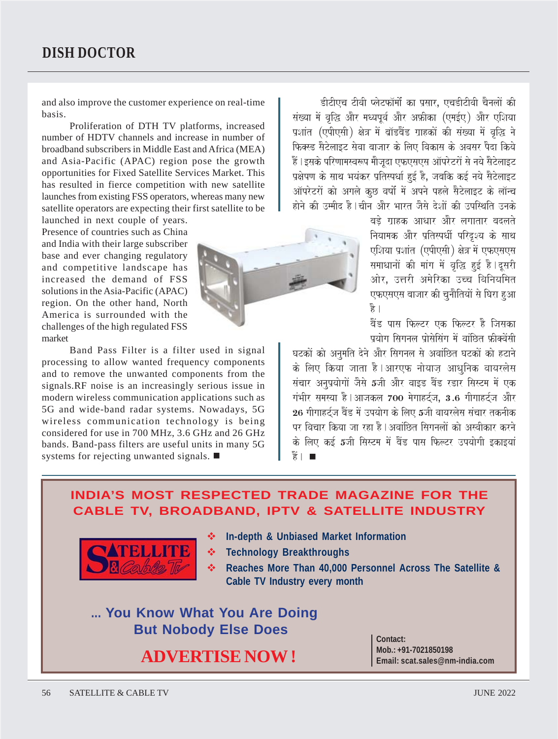and also improve the customer experience on real-time basis.

Proliferation of DTH TV platforms, increased number of HDTV channels and increase in number of broadband subscribers in Middle East and Africa (MEA) and Asia-Pacific (APAC) region pose the growth opportunities for Fixed Satellite Services Market. This has resulted in fierce competition with new satellite launches from existing FSS operators, whereas many new satellite operators are expecting their first satellite to be launched in next couple of years. Presence of countries such as China and India with their large subscriber base and ever changing regulatory and competitive landscape has increased the demand of FSS solutions in the Asia-Pacific (APAC) region. On the other hand, North America is surrounded with the challenges of the high regulated FSS market

Band Pass Filter is a filter used in signal processing to allow wanted frequency components and to remove the unwanted components from the signals.RF noise is an increasingly serious issue in modern wireless communication applications such as 5G and wide-band radar systems. Nowadays, 5G wireless communication technology is being considered for use in 700 MHz, 3.6 GHz and 26 GHz bands. Band-pass filters are useful units in many 5G systems for rejecting unwanted signals. ■

डीटीएच टीवी प्लेटफॉर्मों का प्रसार, एचडीटीवी चैनलों की संख्या में वृद्धि और मध्यपूर्व और अफ्रीका (एमईए) और एशिया प्रशांत (एपीएसी) क्षेत्र में ब्रॉडबैंड ग्राहकों की संख्या में वृद्धि ने फिक्स्ड सैटेलाइट सेवा बाजार के लिए विकास के अवसर पैदा किये हैं। इसके परिणामस्वरूप मौजूदा एफएसएस ऑपरेटरों से नये सैटेलाइट प्रक्षेपण के साथ भयंकर प्रतिस्पर्धा हुई है, जबकि कई नये सैटेलाइट ऑपरेटरों को अगले कुछ वर्षों में अपने पहले सैटेलाइट के लॉन्च होने की उम्मीद है। चीन और भारत जैसे देशों की उपस्थिति उनके बड़े ग्राहक आधार और लगातार बदलते नियामक और प्रतिस्पर्धी परिदृश्य के साथ एशिया प्रशांत (एपीएसी) क्षेत्र में एफएसएस समाधानों की मांग में वृद्धि हुई है। दूसरी ओर, उत्तरी अमेरिका उच्च विनियमित एफएसएस बाजार की चुनौतियों से घिरा हुआ है।

बैंड पास फिल्टर एक फिल्टर है जिसका प्रयोग सिगनल प्रोसेसिंग में वांछित फ्रीक्वेंसी घटकों को अनुमति देने और सिगनल से अवांछित घटकों को हटाने के लिए किया जाता है। आरएफ नोयाज़ आधुनिक वायरलेस संचार अनुप्रयोगों जैसे 5जी और वाइड बैंड रडार सिस्टम में एक गंभीर समस्या है। आजकल 700 मेगाहर्ट्ज, 3.6 गीगाहर्ट्ज और 26 गीगाहर्ट्ज बैंड में उपयोग के लिए 5जी वायरलेस संचार तकनीक पर विचार किया जा रहा है। अवांछित सिगनलों को अस्वीकार करने के लिए कई 5जी सिस्टम में बैंड पास फिल्टर उपयोगी इकाइयां हैं। ■

**INDIA'S MOST RESPECTED TRADE MAGAZINE FOR THE CABLE TV, BROADBAND, IPTV & SATELLITE INDUSTRY**

SATELLITE & Cable TV

- In-depth & Unbiased Market Information
- Technology Breakthroughs
- Reaches More Than 40,000 Personnel Across The Satellite & Cable TV Industry every month

**... You Know What You Are Doing But Nobody Else Does**

**ADVERTISE NOW !**

**Contact:**
**Mob.: +91-7021850198**
**Email: scat.sales@nm-india.com**